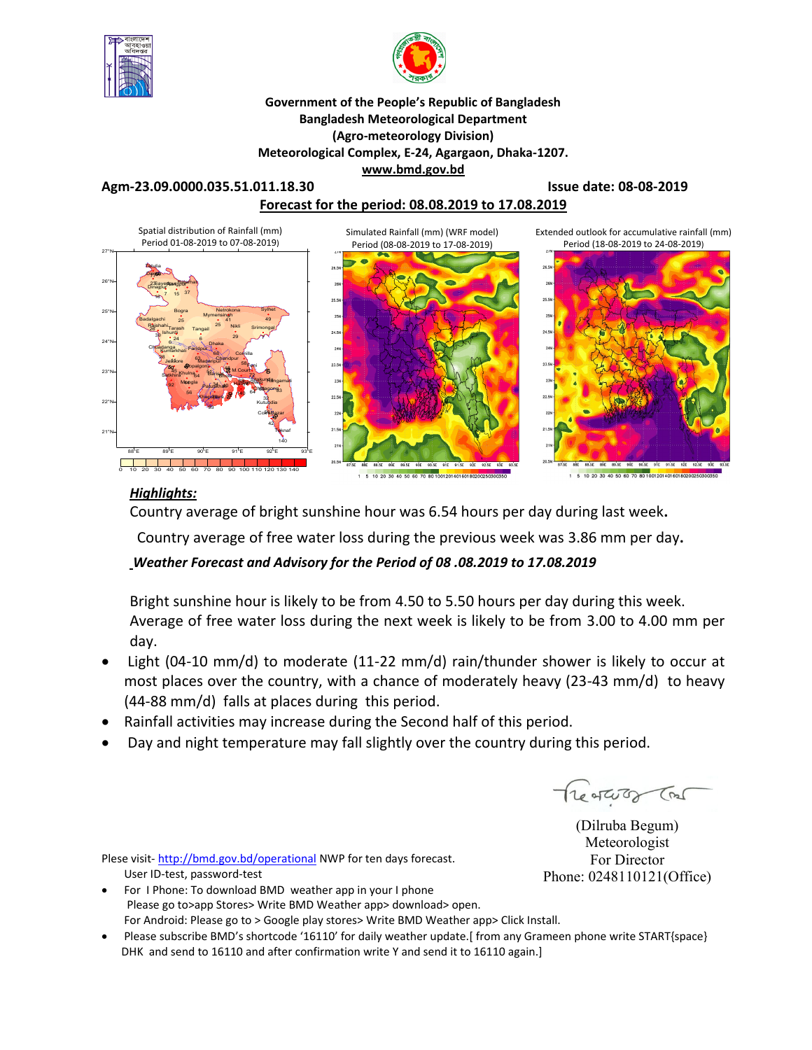**Government of the People's Republic of Bangladesh**
**Bangladesh Meteorological Department**
**(Agro-meteorology Division)**
**Meteorological Complex, E-24, Agargaon, Dhaka-1207.**
**www.bmd.gov.bd**

**Agm-23.09.0000.035.51.011.18.30** **Issue date: 08-08-2019**

**Forecast for the period: 08.08.2019 to 17.08.2019**

Spatial distribution of Rainfall (mm) Period 01-08-2019 to 07-08-2019)

Simulated Rainfall (mm) (WRF model) Period (08-08-2019 to 17-08-2019)

Extended outlook for accumulative rainfall (mm) Period (18-08-2019 to 24-08-2019)

## Highlights:

Country average of bright sunshine hour was 6.54 hours per day during last week.

Country average of free water loss during the previous week was 3.86 mm per day.

***Weather Forecast and Advisory for the Period of 08 .08.2019 to 17.08.2019***

Bright sunshine hour is likely to be from 4.50 to 5.50 hours per day during this week.
Average of free water loss during the next week is likely to be from 3.00 to 4.00 mm per day.

- Light (04-10 mm/d) to moderate (11-22 mm/d) rain/thunder shower is likely to occur at most places over the country, with a chance of moderately heavy (23-43 mm/d) to heavy (44-88 mm/d) falls at places during this period.
- Rainfall activities may increase during the Second half of this period.
- Day and night temperature may fall slightly over the country during this period.

(Dilruba Begum)
Meteorologist
For Director
Phone: 0248110121(Office)

Plese visit- http://bmd.gov.bd/operational NWP for ten days forecast.
User ID-test, password-test

- For I Phone: To download BMD weather app in your I phone
  Please go to>app Stores> Write BMD Weather app> download> open.
  For Android: Please go to > Google play stores> Write BMD Weather app> Click Install.
- Please subscribe BMD's shortcode '16110' for daily weather update.[ from any Grameen phone write START{space} DHK and send to 16110 and after confirmation write Y and send it to 16110 again.]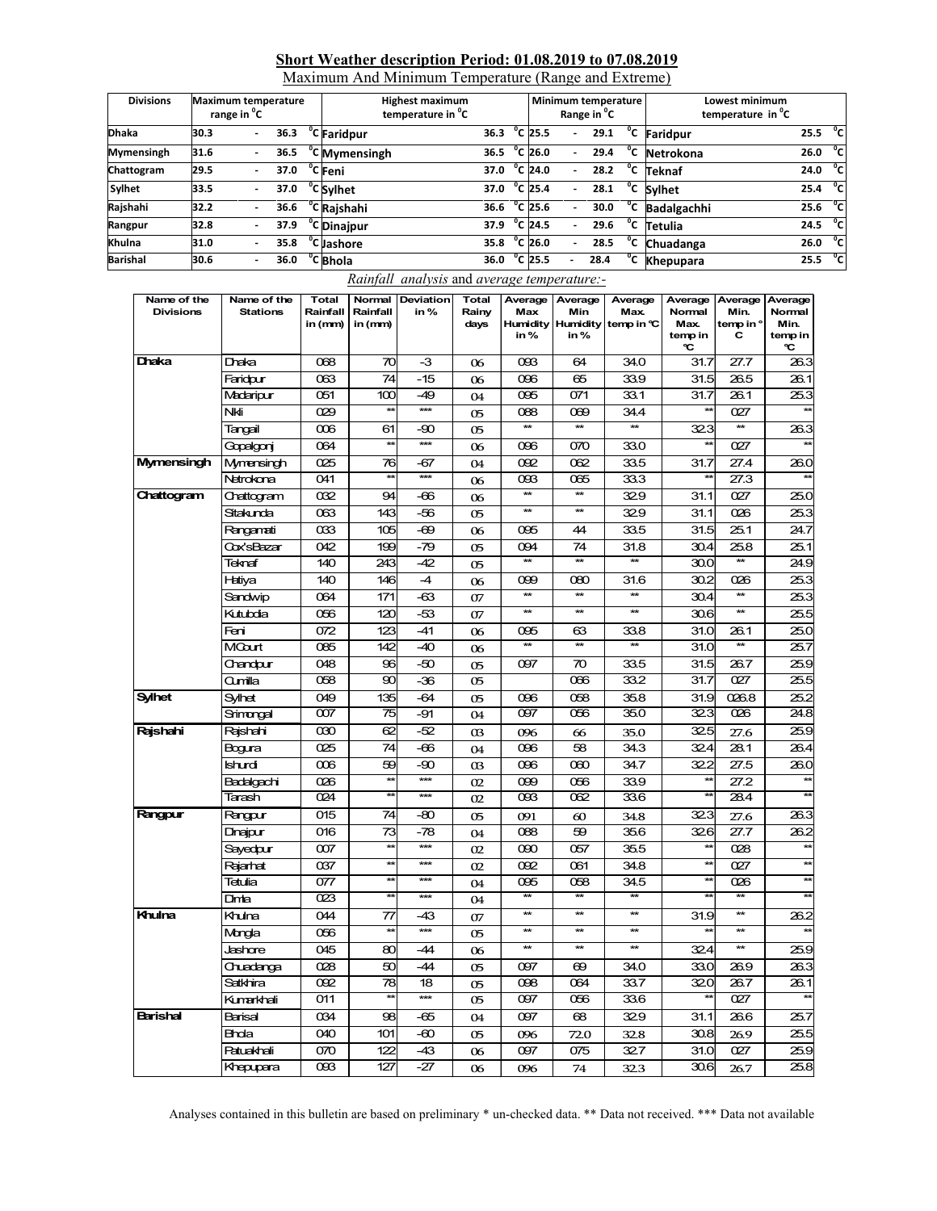## Short Weather description Period: 01.08.2019 to 07.08.2019

Maximum And Minimum Temperature (Range and Extreme)

| Divisions | Maximum temperature range in °C | Highest maximum temperature in °C | | Minimum temperature Range in °C | Lowest minimum temperature in °C | |
|---|---|---|---|---|---|---|
| Dhaka | 30.3 - 36.3 °C | Faridpur | 36.3 °C | 25.5 - 29.1 °C | Faridpur | 25.5 °C |
| Mymensingh | 31.6 - 36.5 °C | Mymensingh | 36.5 °C | 26.0 - 29.4 °C | Netrokona | 26.0 °C |
| Chattogram | 29.5 - 37.0 °C | Feni | 37.0 °C | 24.0 - 28.2 °C | Teknaf | 24.0 °C |
| Sylhet | 33.5 - 37.0 °C | Sylhet | 37.0 °C | 25.4 - 28.1 °C | Sylhet | 25.4 °C |
| Rajshahi | 32.2 - 36.6 °C | Rajshahi | 36.6 °C | 25.6 - 30.0 °C | Badalgachhi | 25.6 °C |
| Rangpur | 32.8 - 37.9 °C | Dinajpur | 37.9 °C | 24.5 - 29.6 °C | Tetulia | 24.5 °C |
| Khulna | 31.0 - 35.8 °C | Jashore | 35.8 °C | 26.0 - 28.5 °C | Chuadanga | 26.0 °C |
| Barishal | 30.6 - 36.0 °C | Bhola | 36.0 °C | 25.5 - 28.4 °C | Khepupara | 25.5 °C |

*Rainfall analysis* and *average temperature:-*

| Name of the Divisions | Name of the Stations | Total Rainfall in (mm) | Normal Rainfall in (mm) | Deviation in % | Total Rainy days | Average Max Humidity in % | Average Min Humidity in % | Average Max. temp in °C | Average Normal Max. temp in °C | Average Min. temp in °C | Average Normal Min. temp in °C |
|---|---|---|---|---|---|---|---|---|---|---|---|
| Dhaka | Dhaka | 068 | 70 | -3 | 06 | 093 | 64 | 34.0 | 31.7 | 27.7 | 26.3 |
| | Faridpur | 063 | 74 | -15 | 06 | 096 | 65 | 33.9 | 31.5 | 26.5 | 26.1 |
| | Madaripur | 051 | 100 | -49 | 04 | 095 | 071 | 33.1 | 31.7 | 26.1 | 25.3 |
| | Nikli | 029 | ** | *** | 05 | 088 | 069 | 34.4 | ** | 027 | ** |
| | Tangail | 006 | 61 | -90 | 05 | ** | ** | ** | 32.3 | ** | 26.3 |
| | Gopalgonj | 064 | ** | *** | 06 | 096 | 070 | 33.0 | ** | 027 | ** |
| Mymensingh | Mymensingh | 025 | 76 | -67 | 04 | 092 | 062 | 33.5 | 31.7 | 27.4 | 26.0 |
| | Netrokona | 041 | ** | *** | 06 | 093 | 065 | 33.3 | ** | 27.3 | ** |
| Chattogram | Chattogram | 032 | 94 | -66 | 06 | ** | ** | 32.9 | 31.1 | 027 | 25.0 |
| | Sitakunda | 063 | 143 | -56 | 05 | ** | ** | 32.9 | 31.1 | 026 | 25.3 |
| | Rangamati | 033 | 105 | -69 | 06 | 095 | 44 | 33.5 | 31.5 | 25.1 | 24.7 |
| | Cox'sBazar | 042 | 199 | -79 | 05 | 094 | 74 | 31.8 | 30.4 | 25.8 | 25.1 |
| | Teknaf | 140 | 243 | -42 | 05 | ** | ** | ** | 30.0 | ** | 24.9 |
| | Hatiya | 140 | 146 | -4 | 06 | 099 | 080 | 31.6 | 30.2 | 026 | 25.3 |
| | Sandwip | 064 | 171 | -63 | 07 | ** | ** | ** | 30.4 | ** | 25.3 |
| | Kutubdia | 056 | 120 | -53 | 07 | ** | ** | ** | 30.6 | ** | 25.5 |
| | Feni | 072 | 123 | -41 | 06 | 095 | 63 | 33.8 | 31.0 | 26.1 | 25.0 |
| | MCourt | 085 | 142 | -40 | 06 | ** | ** | ** | 31.0 | ** | 25.7 |
| | Chandpur | 048 | 96 | -50 | 05 | 097 | 70 | 33.5 | 31.5 | 26.7 | 25.9 |
| | Cumilla | 058 | 90 | -36 | 05 | | 066 | 33.2 | 31.7 | 027 | 25.5 |
| Sylhet | Sylhet | 049 | 135 | -64 | 05 | 096 | 058 | 35.8 | 31.9 | 026.8 | 25.2 |
| | Srimongal | 007 | 75 | -91 | 04 | 097 | 056 | 35.0 | 32.3 | 026 | 24.8 |
| Rajshahi | Rajshahi | 030 | 62 | -52 | 03 | 096 | 66 | 35.0 | 32.5 | 27.6 | 25.9 |
| | Bogura | 025 | 74 | -66 | 04 | 096 | 58 | 34.3 | 32.4 | 28.1 | 26.4 |
| | Ishurdi | 006 | 59 | -90 | 03 | 096 | 060 | 34.7 | 32.2 | 27.5 | 26.0 |
| | Badalgachi | 026 | ** | *** | 02 | 099 | 056 | 33.9 | ** | 27.2 | ** |
| | Tarash | 024 | ** | *** | 02 | 093 | 062 | 33.6 | ** | 28.4 | ** |
| Rangpur | Rangpur | 015 | 74 | -80 | 05 | 091 | 60 | 34.8 | 32.3 | 27.6 | 26.3 |
| | Dinajpur | 016 | 73 | -78 | 04 | 088 | 59 | 35.6 | 32.6 | 27.7 | 26.2 |
| | Sayedpur | 007 | ** | *** | 02 | 090 | 057 | 35.5 | ** | 028 | ** |
| | Rajarhat | 037 | ** | *** | 02 | 092 | 061 | 34.8 | ** | 027 | ** |
| | Tetulia | 077 | ** | *** | 04 | 095 | 058 | 34.5 | ** | 026 | ** |
| | Dimla | 023 | ** | *** | 04 | ** | ** | ** | ** | ** | ** |
| Khulna | Khulna | 044 | 77 | -43 | 07 | ** | ** | ** | 31.9 | ** | 26.2 |
| | Mongla | 056 | ** | *** | 05 | ** | ** | ** | ** | ** | ** |
| | Jashore | 045 | 80 | -44 | 06 | ** | ** | ** | 32.4 | ** | 25.9 |
| | Chuadanga | 028 | 50 | -44 | 05 | 097 | 69 | 34.0 | 33.0 | 26.9 | 26.3 |
| | Satkhira | 092 | 78 | 18 | 05 | 098 | 064 | 33.7 | 32.0 | 26.7 | 26.1 |
| | Kumarkhali | 011 | ** | *** | 05 | 097 | 056 | 33.6 | ** | 027 | ** |
| Barishal | Barisal | 034 | 98 | -65 | 04 | 097 | 68 | 32.9 | 31.1 | 26.6 | 25.7 |
| | Bhola | 040 | 101 | -60 | 05 | 096 | 72.0 | 32.8 | 30.8 | 26.9 | 25.5 |
| | Patuakhali | 070 | 122 | -43 | 06 | 097 | 075 | 32.7 | 31.0 | 027 | 25.9 |
| | Khepupara | 093 | 127 | -27 | 06 | 096 | 74 | 32.3 | 30.6 | 26.7 | 25.8 |

Analyses contained in this bulletin are based on preliminary * un-checked data. ** Data not received. *** Data not available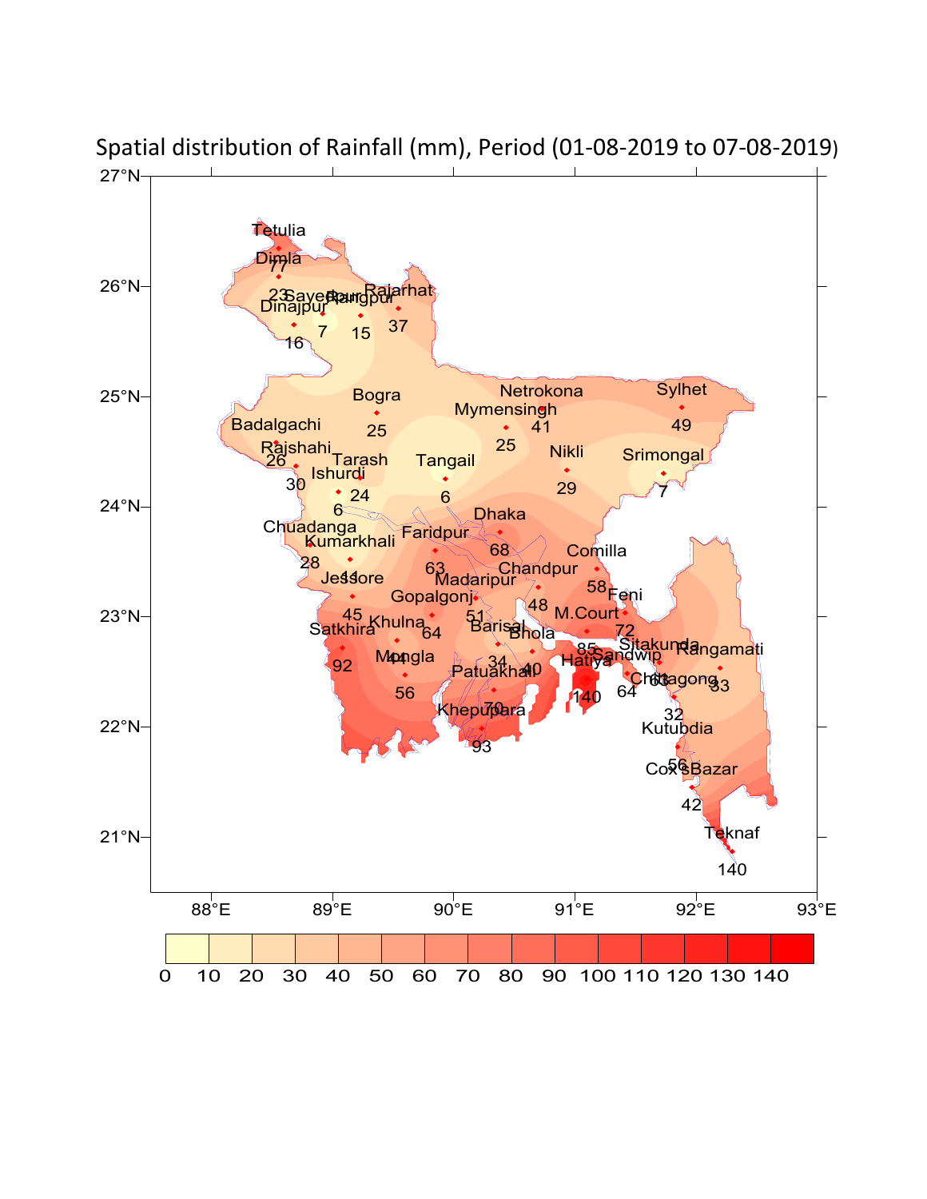Spatial distribution of Rainfall (mm), Period (01-08-2019 to 07-08-2019)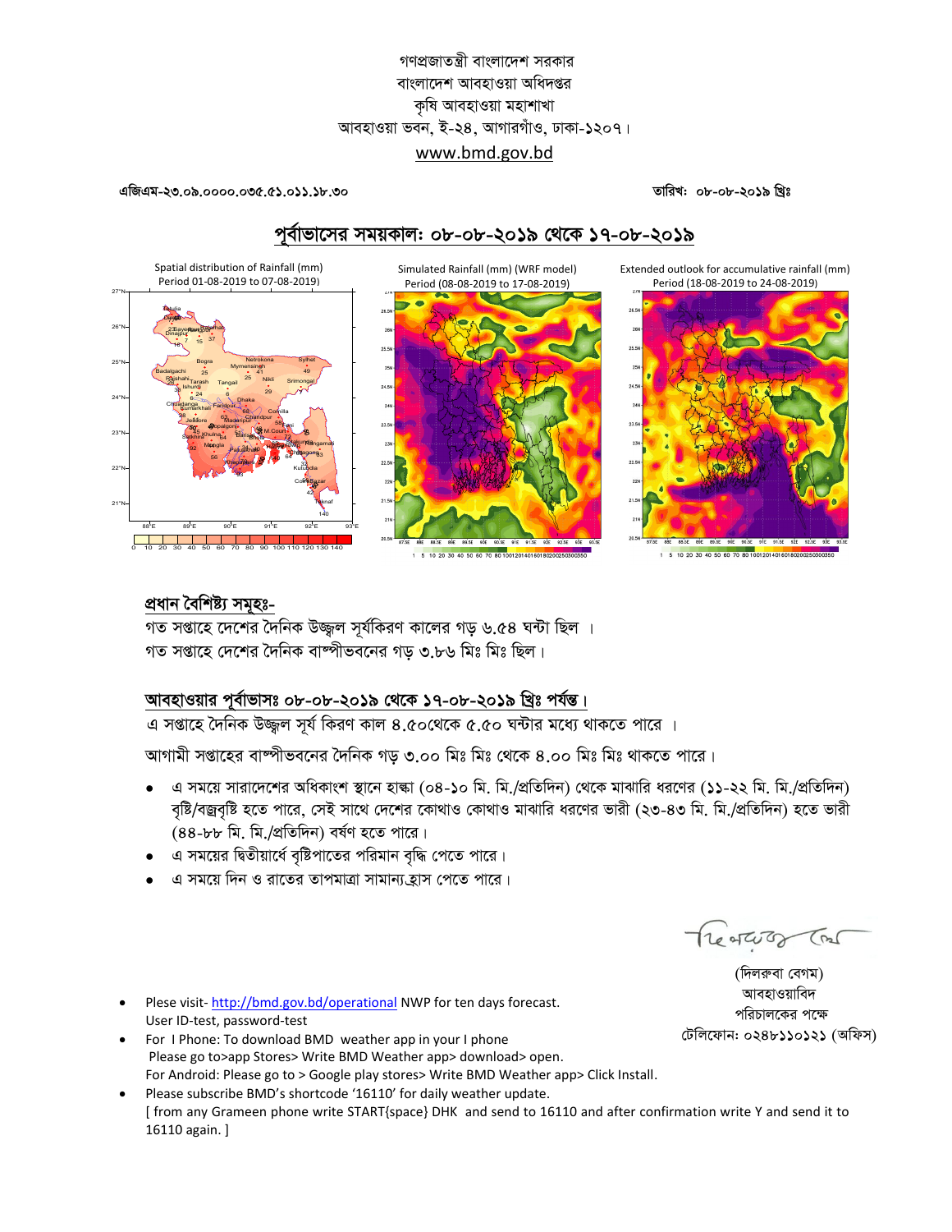গণপ্রজাতন্ত্রী বাংলাদেশ সরকার
বাংলাদেশ আবহাওয়া অধিদপ্তর
কৃষি আবহাওয়া মহাশাখা
আবহাওয়া ভবন, ই-২৪, আগারগাঁও, ঢাকা-১২০৭।
www.bmd.gov.bd

এজিএম-২৩.০৯.০০০০.০৩৫.৫১.০১১.১৮.৩০

তারিখ: ০৮-০৮-২০১৯ খ্রিঃ

## পূর্বাভাসের সময়কাল: ০৮-০৮-২০১৯ থেকে ১৭-০৮-২০১৯

Spatial distribution of Rainfall (mm) Period 01-08-2019 to 07-08-2019)

Simulated Rainfall (mm) (WRF model) Period (08-08-2019 to 17-08-2019)

Extended outlook for accumulative rainfall (mm) Period (18-08-2019 to 24-08-2019)

### প্রধান বৈশিষ্ট্য সমূহঃ-

গত সপ্তাহে দেশের দৈনিক উজ্জ্বল সূর্যকিরণ কালের গড় ৬.৫৪ ঘন্টা ছিল ।
গত সপ্তাহে দেশের দৈনিক বাষ্পীভবনের গড় ৩.৮৬ মিঃ মিঃ ছিল।

### আবহাওয়ার পূর্বাভাসঃ ০৮-০৮-২০১৯ থেকে ১৭-০৮-২০১৯ খ্রিঃ পর্যন্ত।

এ সপ্তাহে দৈনিক উজ্জ্বল সূর্য কিরণ কাল ৪.৫০থেকে ৫.৫০ ঘন্টার মধ্যে থাকতে পারে ।

আগামী সপ্তাহের বাষ্পীভবনের দৈনিক গড় ৩.০০ মিঃ মিঃ থেকে ৪.০০ মিঃ মিঃ থাকতে পারে।

- এ সময়ে সারাদেশের অধিকাংশ স্থানে হাল্কা (০৪-১০ মি. মি./প্রতিদিন) থেকে মাঝারি ধরণের (১১-২২ মি. মি./প্রতিদিন) বৃষ্টি/বজ্রবৃষ্টি হতে পারে, সেই সাথে দেশের কোথাও কোথাও মাঝারি ধরণের ভারী (২৩-৪৩ মি. মি./প্রতিদিন) হতে ভারী (৪৪-৮৮ মি. মি./প্রতিদিন) বর্ষণ হতে পারে।
- এ সময়ের দ্বিতীয়ার্ধে বৃষ্টিপাতের পরিমান বৃদ্ধি পেতে পারে।
- এ সময়ে দিন ও রাতের তাপমাত্রা সামান্য হ্রাস পেতে পারে।

(দিলরুবা বেগম)
আবহাওয়াবিদ
পরিচালকের পক্ষে
টেলিফোন: ০২৪৮১১০১২১ (অফিস)

- Plese visit- http://bmd.gov.bd/operational NWP for ten days forecast.
  User ID-test, password-test
- For I Phone: To download BMD weather app in your I phone
  Please go to>app Stores> Write BMD Weather app> download> open.
  For Android: Please go to > Google play stores> Write BMD Weather app> Click Install.
- Please subscribe BMD's shortcode '16110' for daily weather update.
  [ from any Grameen phone write START{space} DHK and send to 16110 and after confirmation write Y and send it to 16110 again. ]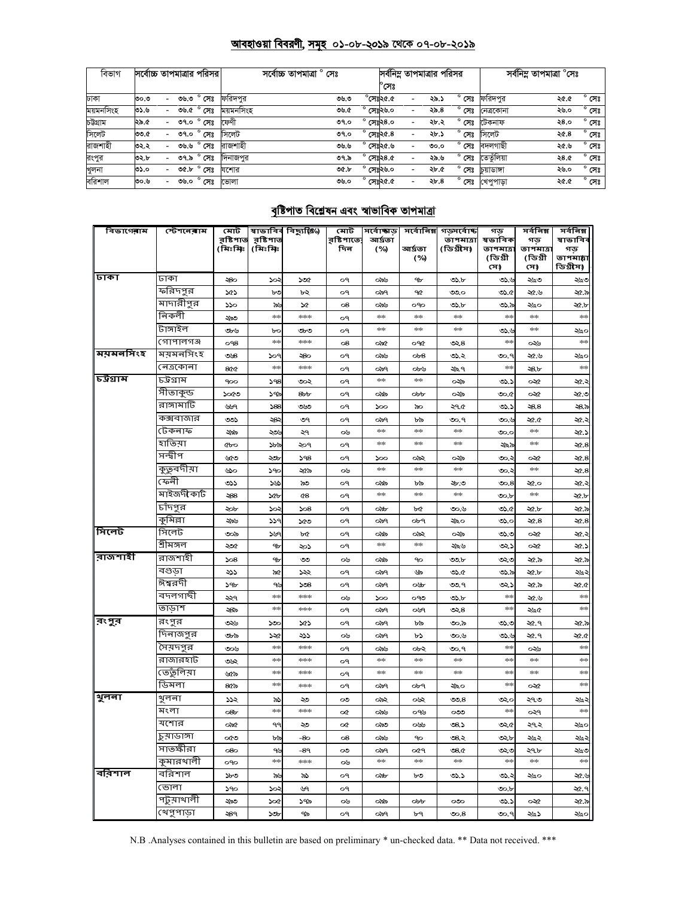## আবহাওয়া বিবরণী, সমূহ ০১-০৮-২০১৯ থেকে ০৭-০৮-২০১৯

| বিভাগ | সর্বোচ্চ তাপমাত্রার পরিসর | সর্বোচ্চ তাপমাত্রা ° সেঃ | | সর্বনিম্ন তাপমাত্রার পরিসর °সেঃ | সর্বনিম্ন তাপমাত্রা °সেঃ | |
|---|---|---|---|---|---|---|
| ঢাকা | ৩০.৩ - ৩৬.৩ ° সেঃ | ফরিদপুর | ৩৬.৩ °সেঃ | ২৫.৫ - ২৯.১ ° সেঃ | ফরিদপুর | ২৫.৫ ° সেঃ |
| ময়মনসিংহ | ৩১.৬ - ৩৬.৫ ° সেঃ | ময়মনসিংহ | ৩৬.৫ °সেঃ | ২৬.০ - ২৯.৪ ° সেঃ | নেত্রকোনা | ২৬.০ ° সেঃ |
| চট্টগ্রাম | ২৯.৫ - ৩৭.০ ° সেঃ | ফেনী | ৩৭.০ °সেঃ | ২৪.০ - ২৮.২ ° সেঃ | টেকনাফ | ২৪.০ ° সেঃ |
| সিলেট | ৩৩.৫ - ৩৭.০ ° সেঃ | সিলেট | ৩৭.০ °সেঃ | ২৫.৪ - ২৮.১ ° সেঃ | সিলেট | ২৫.৪ ° সেঃ |
| রাজশাহী | ৩২.২ - ৩৬.৬ ° সেঃ | রাজশাহী | ৩৬.৬ °সেঃ | ২৫.৬ - ৩০.০ ° সেঃ | বদলগাছী | ২৫.৬ ° সেঃ |
| রংপুর | ৩২.৮ - ৩৭.৯ ° সেঃ | দিনাজপুর | ৩৭.৯ °সেঃ | ২৪.৫ - ২৯.৬ ° সেঃ | তেতুঁলিয়া | ২৪.৫ ° সেঃ |
| খুলনা | ৩১.০ - ৩৫.৮ ° সেঃ | যশোর | ৩৫.৮ °সেঃ | ২৬.০ - ২৮.৫ ° সেঃ | চুয়াডাঙ্গা | ২৬.০ ° সেঃ |
| বরিশাল | ৩০.৬ - ৩৬.০ ° সেঃ | ভোলা | ৩৬.০ °সেঃ | ২৫.৫ - ২৮.৪ ° সেঃ | খেপুপাড়া | ২৫.৫ ° সেঃ |

## বৃষ্টিপাত বিশ্লেষন এবং স্বাভাবিক তাপমাত্রা

| বিভাগের নাম | স্টেশনের নাম | মোট বৃষ্টিপাত (মিঃমিঃ) | স্বাভাবিক বৃষ্টিপাত (মিঃমিঃ) | বিছ্যুতি(%) | মোট বৃষ্টিপাতের দিন | সর্বোচ্চ গড় আর্দ্রতা (%) | সর্বোনিম্ন আর্দ্রতা (%) | গড় সর্বোচ্চ তাপমাত্রা (ডিগ্রীসেঃ) | গড় স্বাভাবিক তাপমাত্রা (ডিগ্রী সেঃ) | সর্বনিম্ন গড় তাপমাত্রা (ডিগ্রী সেঃ) | সর্বনিম্ন স্বাভাবিক গড় তাপমাত্রা (ডিগ্রীসেঃ) |
|---|---|---|---|---|---|---|---|---|---|---|---|
| ঢাকা | ঢাকা | ২৪০ | ১০২ | ১৩৫ | ০৭ | ৯৬ | ৭৮ | ৩১.৮ | ৩১.৬ | ২৬৩ | ২৬৩ |
| | ফরিদপুর | ১৫১ | ৮৩ | ৮২ | ০৭ | ৯৭ | ৭৫ | ৩৩.০ | ৩১.৫ | ২৫.৬ | ২৫.৯ |
| | মাদারীপুর | ১১০ | ৯৬ | ১৫ | ০৪ | ৯৬ | ৩৭০ | ৩১.৮ | ৩১.৯ | ২৬০ | ২৫.৮ |
| | নিকলী | ২৯৩ | ** | *** | ০৭ | ** | ** | ** | ** | ** | ** |
| | টাঙ্গাইল | ৩৮৬ | ৮০ | ৩৮৩ | ০৭ | ** | ** | ** | ৩১.৬ | ** | ২৬০ |
| | গোপালগঞ্জ | ০৭৪ | ** | *** | ০৪ | ৯৫ | ০৭৫ | ৩২.৪ | ** | ০২৬ | ** |
| ময়মনসিংহ | ময়মনসিংহ | ৩৬৪ | ১০৭ | ২৪০ | ০৭ | ৯৬ | ০৮৪ | ৩১.২ | ৩০.৭ | ২৫.৬ | ২৬০ |
| | নেত্রকোনা | ৪৫৫ | ** | *** | ০৭ | ৯৭ | ০৮৬ | ২৯.৭ | ** | ২৪.৮ | ** |
| চট্টগ্রাম | চট্টগ্রাম | ৭০০ | ১৭৪ | ৩০২ | ০৭ | ** | ** | ০২৯ | ৩১.১ | ০২৫ | ২৫.২ |
| | সীতাকুন্ড | ১০৫৩ | ১৭৯ | ৪৮৮ | ০৭ | ৯৯ | ০৮৮ | ০২৯ | ৩০.৫ | ০২৫ | ২৫.৩ |
| | রাঙ্গামাটি | ৬৬৭ | ১৪৪ | ৩৬৩ | ০৭ | ১০০ | ৯০ | ২৭.৫ | ৩১.১ | ২৪.৪ | ২৪.৯ |
| | কক্সবাজার | ৩৩১ | ২৪২ | ৩৭ | ০৭ | ৯৭ | ৮৯ | ৩০.৭ | ৩০.৬ | ২৫.৫ | ২৫.২ |
| | টেকনাফ | ২৯৯ | ২৩৬ | ২৭ | ০৬ | ** | ** | ** | ৩০.০ | ** | ২৫.১ |
| | হাতিয়া | ৫৮০ | ১৮৯ | ২০৭ | ০৭ | ** | ** | ** | ২৯.৯ | ** | ২৫.৪ |
| | সন্দ্বীপ | ৬৫৩ | ২৩৮ | ১৭৪ | ০৭ | ১০০ | ০৯২ | ০২৯ | ৩০.২ | ০২৫ | ২৫.৪ |
| | কুতুবদীয়া | ৬১০ | ১৭০ | ২৫৯ | ০৬ | ** | ** | ** | ৩০.২ | ** | ২৫.৪ |
| | ফেনী | ৩১১ | ১৬১ | ৯৩ | ০৭ | ৯৯ | ৮৯ | ২৮.৩ | ৩০.৪ | ২৫.০ | ২৫.২ |
| | মাইজদীকোর্ট | ২৪৪ | ১৫৮ | ৫৪ | ০৭ | ** | ** | ** | ৩০.৮ | ** | ২৫.৮ |
| | চাঁদপুর | ২০৮ | ১০২ | ১০৪ | ০৭ | ৯৮ | ৮৫ | ৩০.৬ | ৩১.৫ | ২৫.৮ | ২৫.৯ |
| | কুমিল্লা | ২৯৬ | ১১৭ | ১৫৩ | ০৭ | ৯৭ | ০৮৭ | ২৯.০ | ৩১.০ | ২৫.৪ | ২৫.৪ |
| সিলেট | সিলেট | ৩০৯ | ১৬৭ | ৮৫ | ০৭ | ৯৯ | ০৯২ | ০২৯ | ৩১.৩ | ০২৫ | ২৫.২ |
| | শ্রীমঙ্গল | ২৩৫ | ৭৮ | ২০১ | ০৭ | ** | ** | ২৯.৬ | ৩২.১ | ০২৫ | ২৫.১ |
| রাজশাহী | রাজশাহী | ১০৪ | ৭৮ | ৩৩ | ০৬ | ৯৯ | ৭০ | ৩৩.৮ | ৩২.৩ | ২৫.৯ | ২৫.৯ |
| | বগুড়া | ২১১ | ৯৫ | ১২২ | ০৭ | ৯৭ | ৬৯ | ৩১.৫ | ৩১.৯ | ২৫.৮ | ২৬২ |
| | ঈশ্বরদী | ১৭৮ | ৭৬ | ১৩৪ | ০৭ | ৯৭ | ০৬৮ | ৩৩.৭ | ৩২.১ | ২৫.৯ | ২৫.৫ |
| | বদলগাছী | ২২৭ | ** | *** | ০৬ | ১০০ | ০৭৩ | ৩১.৮ | ** | ২৫.৬ | ** |
| | তাড়াশ | ২৪৯ | ** | *** | ০৭ | ৯৭ | ০৬৭ | ৩২.৪ | ** | ২৬৫ | ** |
| রংপুর | রংপুর | ৩২৬ | ১৩০ | ১৫১ | ০৭ | ৯৭ | ৮৯ | ৩০.৯ | ৩১.৩ | ২৫.৭ | ২৫.৯ |
| | দিনাজপুর | ৩৮৯ | ১২৫ | ২১১ | ০৬ | ৯৭ | ৮১ | ৩০.৬ | ৩১.৬ | ২৫.৭ | ২৫.৫ |
| | সৈয়দপুর | ৩০৬ | ** | *** | ০৭ | ৯৬ | ০৮২ | ৩০.৭ | ** | ০২৬ | ** |
| | রাজারহাট | ৩৬২ | ** | *** | ০৭ | ** | ** | ** | ** | ** | ** |
| | তেতুঁলিয়া | ৬৫৯ | ** | *** | ০৭ | ** | ** | ** | ** | ** | ** |
| | ডিমলা | ৪৫৯ | ** | *** | ০৭ | ৯৭ | ০৮৭ | ২৯.০ | ** | ০২৫ | ** |
| খুলনা | খুলনা | ১১২ | ৯১ | ২৩ | ০৩ | ৯২ | ০৬২ | ৩৩.৪ | ৩২.০ | ২৭.৩ | ২৬২ |
| | মংলা | ০৪৮ | ** | *** | ০৫ | ৯৬ | ০৭৬ | ০৩৩ | ** | ০২৭ | ** |
| | যশোর | ০৯৫ | ৭৭ | ২৩ | ০৫ | ৯৩ | ০৬৬ | ৩৪.১ | ৩২.৫ | ২৭.২ | ২৬০ |
| | চুয়াডাঙ্গা | ০৫৩ | ৮৯ | -৪০ | ০৪ | ৯৬ | ৭০ | ৩৪.২ | ৩২.৮ | ২৬২ | ২৬২ |
| | সাতক্ষীরা | ০৪০ | ৭৬ | -৪৭ | ০৩ | ৯৭ | ০৫৭ | ৩৪.৫ | ৩২.৩ | ২৭.৮ | ২৬৩ |
| | কুমারখালী | ০৭০ | ** | *** | ০৬ | ** | ** | ** | ** | ** | ** |
| বরিশাল | বরিশাল | ১৮৩ | ৯৬ | ৯১ | ০৭ | ৯৮ | ৮৩ | ৩১.১ | ৩১.২ | ২৬০ | ২৫.৬ |
| | ভোলা | ১৭০ | ১০২ | ৬৭ | ০৭ | | | | ৩০.৮ | | ২৫.৭ |
| | পটুয়াখালী | ২৯৩ | ১০৫ | ১৭৯ | ০৬ | ৯৯ | ০৮৮ | ০৩০ | ৩১.১ | ০২৫ | ২৫.৯ |
| | খেপুপাড়া | ২৪৭ | ১৩৮ | ৭৯ | ০৭ | ৯৭ | ৮৭ | ৩০.৪ | ৩০.৭ | ২৬১ | ২৬০ |

N.B .Analyses contained in this bulletin are based on preliminary * un-checked data. ** Data not received. ***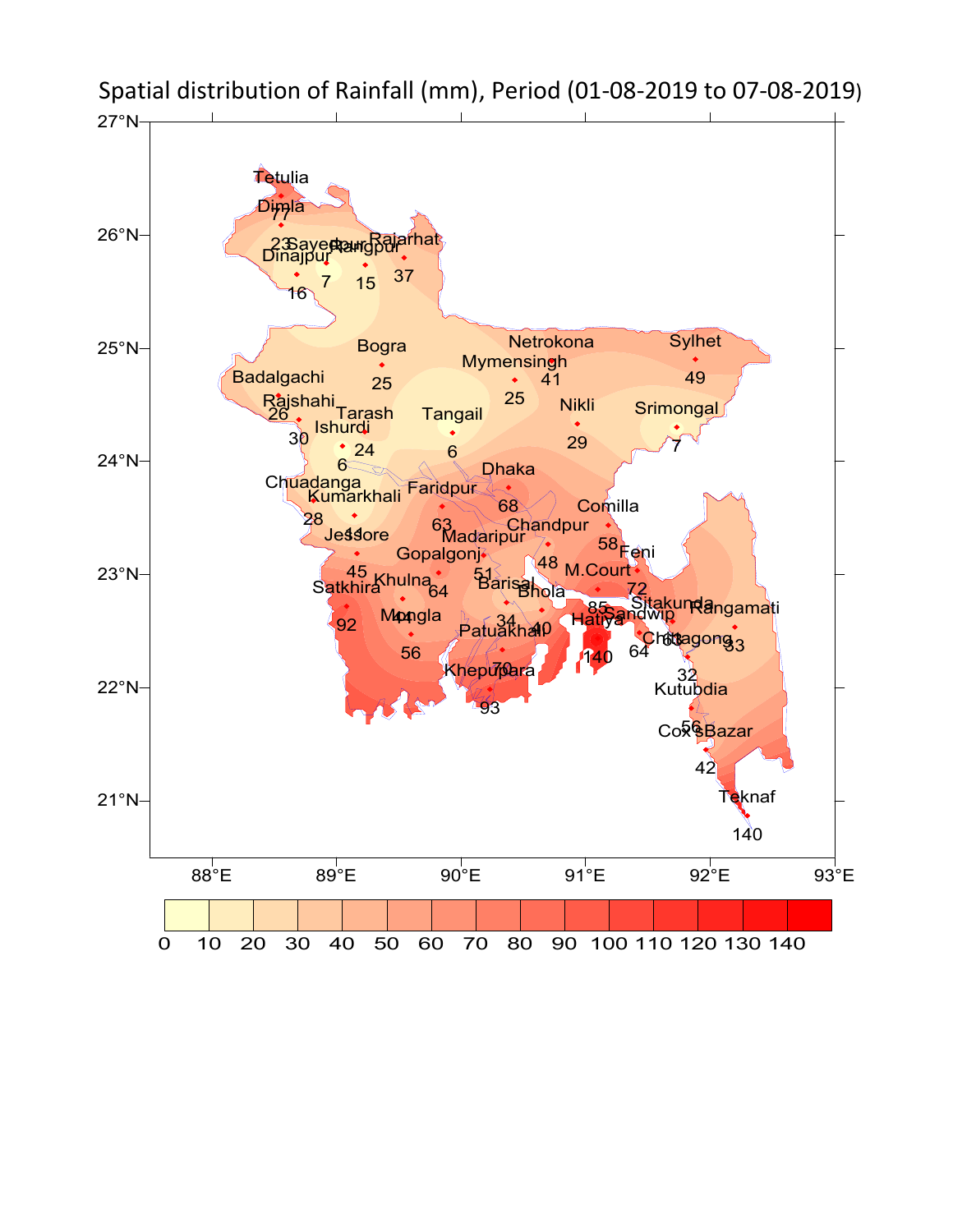Spatial distribution of Rainfall (mm), Period (01-08-2019 to 07-08-2019)

27°N
26°N
25°N
24°N
23°N
22°N
21°N

88°E 89°E 90°E 91°E 92°E 93°E

Tetulia
77
Dimla
23
Sayedpur
Rangpur
Rajarhat
Dinajpur
7
15
37
16
Bogra
25
Netrokona
Sylhet
Mymensingh
41
49
25
Badalgachi
Rajshahi
26
Tarash
Ishurdi
Tangail
Nikli
Srimongal
30
24
6
29
7
6
Dhaka
Chuadanga
Faridpur
Kumarkhali
68
28
Comilla
63
Chandpur
Madaripur
58
Jessore
11
48
Feni
Gopalgonj
51
45
M.Court
72
Satkhira
Khulna
64
Barisal
Bhola
85
Sitakunda
Rangamati
Mongla
44
34
Hatiya
Sandwip
92
Patuakhali
40
Chittagong
60
33
56
140
64
70
32
Khepupara
Kutubdia
93
56
Cox'sBazar
42
Teknaf
140

0 10 20 30 40 50 60 70 80 90 100 110 120 130 140